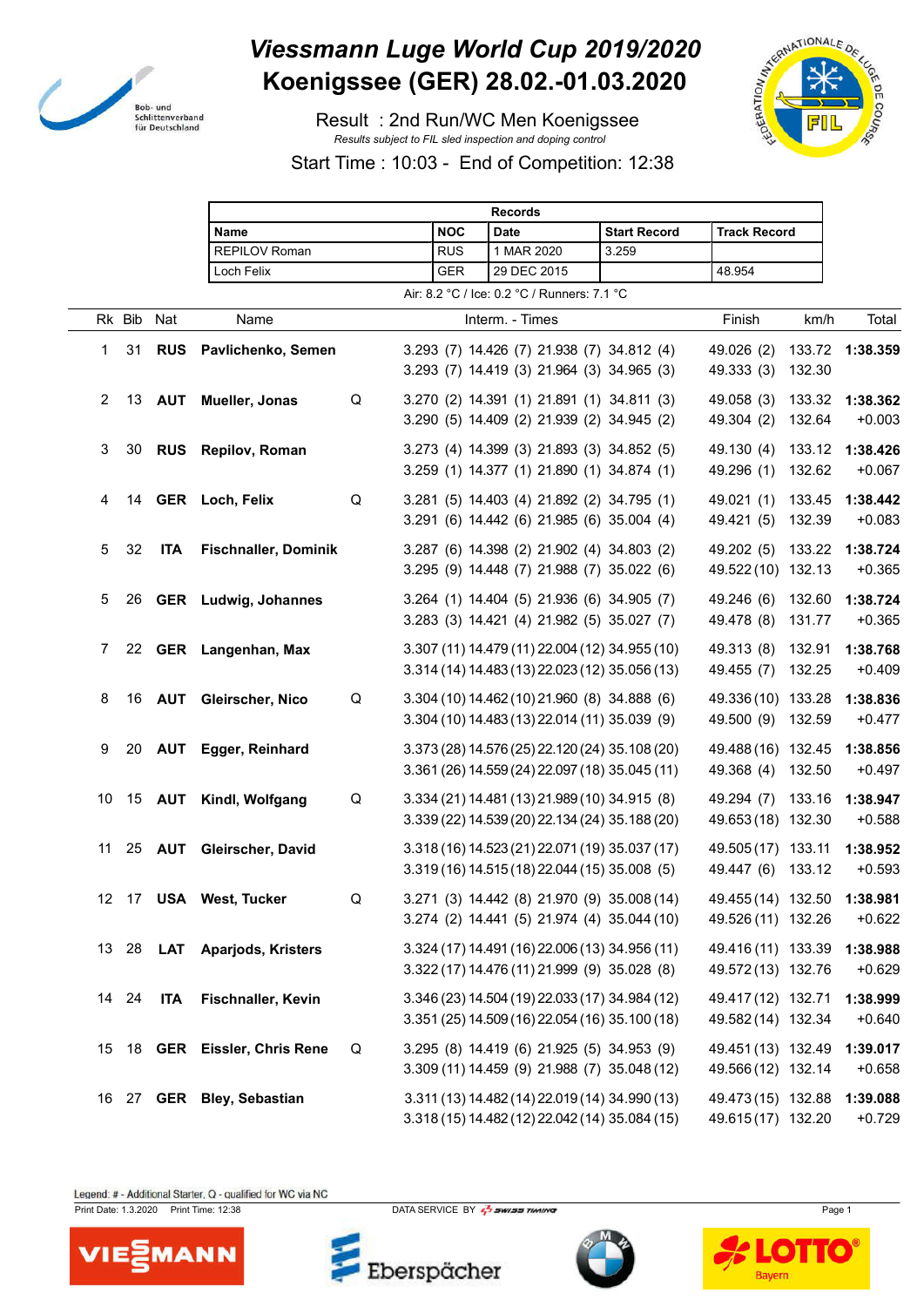# Viessmann Luge World Cup 2019/2020

# Koenigssee (GER) 28.02.-01.03.2020

Result : 2nd Run/WC Men Koenigssee

*Results subject to FIL sled inspection and doping control*

Start Time : 10:03 - End of Competition: 12:38

| Records | | | | |
|---|---|---|---|---|
| Name | NOC | Date | Start Record | Track Record |
| REPILOV Roman | RUS | 1 MAR 2020 | 3.259 | |
| Loch Felix | GER | 29 DEC 2015 | | 48.954 |

Air: 8.2 °C / Ice: 0.2 °C / Runners: 7.1 °C

| Rk | Bib | Nat | Name | | Interm. - Times | Finish | km/h | Total |
|---|---|---|---|---|---|---|---|---|
| 1 | 31 | **RUS** | **Pavlichenko, Semen** | | 3.293 (7) 14.426 (7) 21.938 (7) 34.812 (4)<br>3.293 (7) 14.419 (3) 21.964 (3) 34.965 (3) | 49.026 (2)<br>49.333 (3) | 133.72<br>132.30 | **1:38.359** |
| 2 | 13 | **AUT** | **Mueller, Jonas** | Q | 3.270 (2) 14.391 (1) 21.891 (1) 34.811 (3)<br>3.290 (5) 14.409 (2) 21.939 (2) 34.945 (2) | 49.058 (3)<br>49.304 (2) | 133.32<br>132.64 | **1:38.362**<br>+0.003 |
| 3 | 30 | **RUS** | **Repilov, Roman** | | 3.273 (4) 14.399 (3) 21.893 (3) 34.852 (5)<br>3.259 (1) 14.377 (1) 21.890 (1) 34.874 (1) | 49.130 (4)<br>49.296 (1) | 133.12<br>132.62 | **1:38.426**<br>+0.067 |
| 4 | 14 | **GER** | **Loch, Felix** | Q | 3.281 (5) 14.403 (4) 21.892 (2) 34.795 (1)<br>3.291 (6) 14.442 (6) 21.985 (6) 35.004 (4) | 49.021 (1)<br>49.421 (5) | 133.45<br>132.39 | **1:38.442**<br>+0.083 |
| 5 | 32 | **ITA** | **Fischnaller, Dominik** | | 3.287 (6) 14.398 (2) 21.902 (4) 34.803 (2)<br>3.295 (9) 14.448 (7) 21.988 (7) 35.022 (6) | 49.202 (5)<br>49.522 (10) | 133.22<br>132.13 | **1:38.724**<br>+0.365 |
| 5 | 26 | **GER** | **Ludwig, Johannes** | | 3.264 (1) 14.404 (5) 21.936 (6) 34.905 (7)<br>3.283 (3) 14.421 (4) 21.982 (5) 35.027 (7) | 49.246 (6)<br>49.478 (8) | 132.60<br>131.77 | **1:38.724**<br>+0.365 |
| 7 | 22 | **GER** | **Langenhan, Max** | | 3.307 (11) 14.479 (11) 22.004 (12) 34.955 (10)<br>3.314 (14) 14.483 (13) 22.023 (12) 35.056 (13) | 49.313 (8)<br>49.455 (7) | 132.91<br>132.25 | **1:38.768**<br>+0.409 |
| 8 | 16 | **AUT** | **Gleirscher, Nico** | Q | 3.304 (10) 14.462 (10) 21.960 (8) 34.888 (6)<br>3.304 (10) 14.483 (13) 22.014 (11) 35.039 (9) | 49.336 (10)<br>49.500 (9) | 133.28<br>132.59 | **1:38.836**<br>+0.477 |
| 9 | 20 | **AUT** | **Egger, Reinhard** | | 3.373 (28) 14.576 (25) 22.120 (24) 35.108 (20)<br>3.361 (26) 14.559 (24) 22.097 (18) 35.045 (11) | 49.488 (16)<br>49.368 (4) | 132.45<br>132.50 | **1:38.856**<br>+0.497 |
| 10 | 15 | **AUT** | **Kindl, Wolfgang** | Q | 3.334 (21) 14.481 (13) 21.989 (10) 34.915 (8)<br>3.339 (22) 14.539 (20) 22.134 (24) 35.188 (20) | 49.294 (7)<br>49.653 (18) | 133.16<br>132.30 | **1:38.947**<br>+0.588 |
| 11 | 25 | **AUT** | **Gleirscher, David** | | 3.318 (16) 14.523 (21) 22.071 (19) 35.037 (17)<br>3.319 (16) 14.515 (18) 22.044 (15) 35.008 (5) | 49.505 (17)<br>49.447 (6) | 133.11<br>133.12 | **1:38.952**<br>+0.593 |
| 12 | 17 | **USA** | **West, Tucker** | Q | 3.271 (3) 14.442 (8) 21.970 (9) 35.008 (14)<br>3.274 (2) 14.441 (5) 21.974 (4) 35.044 (10) | 49.455 (14)<br>49.526 (11) | 132.50<br>132.26 | **1:38.981**<br>+0.622 |
| 13 | 28 | **LAT** | **Aparjods, Kristers** | | 3.324 (17) 14.491 (16) 22.006 (13) 34.956 (11)<br>3.322 (17) 14.476 (11) 21.999 (9) 35.028 (8) | 49.416 (11)<br>49.572 (13) | 133.39<br>132.76 | **1:38.988**<br>+0.629 |
| 14 | 24 | **ITA** | **Fischnaller, Kevin** | | 3.346 (23) 14.504 (19) 22.033 (17) 34.984 (12)<br>3.351 (25) 14.509 (16) 22.054 (16) 35.100 (18) | 49.417 (12)<br>49.582 (14) | 132.71<br>132.34 | **1:38.999**<br>+0.640 |
| 15 | 18 | **GER** | **Eissler, Chris Rene** | Q | 3.295 (8) 14.419 (6) 21.925 (5) 34.953 (9)<br>3.309 (11) 14.459 (9) 21.988 (7) 35.048 (12) | 49.451 (13)<br>49.566 (12) | 132.49<br>132.14 | **1:39.017**<br>+0.658 |
| 16 | 27 | **GER** | **Bley, Sebastian** | | 3.311 (13) 14.482 (14) 22.019 (14) 34.990 (13)<br>3.318 (15) 14.482 (12) 22.042 (14) 35.084 (15) | 49.473 (15)<br>49.615 (17) | 132.88<br>132.20 | **1:39.088**<br>+0.729 |

Legend: # - Additional Starter, Q - qualified for WC via NC

Print Date: 1.3.2020 Print Time: 12:38 DATA SERVICE BY SWISS TIMING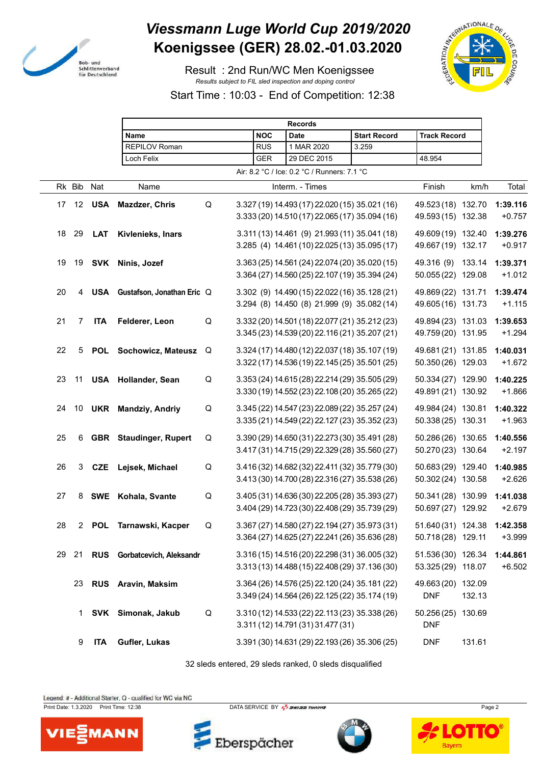# Viessmann Luge World Cup 2019/2020
# Koenigssee (GER) 28.02.-01.03.2020

Result : 2nd Run/WC Men Koenigssee

*Results subject to FIL sled inspection and doping control*

Start Time : 10:03 - End of Competition: 12:38

| Records | | | | |
|---|---|---|---|---|
| **Name** | **NOC** | **Date** | **Start Record** | **Track Record** |
| REPILOV Roman | RUS | 1 MAR 2020 | 3.259 | |
| Loch Felix | GER | 29 DEC 2015 | | 48.954 |

Air: 8.2 °C / Ice: 0.2 °C / Runners: 7.1 °C

| Rk | Bib | Nat | Name | | Interm. - Times | Finish | km/h | Total |
|---|---|---|---|---|---|---|---|---|
| 17 | 12 | **USA** | **Mazdzer, Chris** | Q | 3.327 (19) 14.493 (17) 22.020 (15) 35.021 (16)<br>3.333 (20) 14.510 (17) 22.065 (17) 35.094 (16) | 49.523 (18)<br>49.593 (15) | 132.70<br>132.38 | **1:39.116**<br>+0.757 |
| 18 | 29 | **LAT** | **Kivlenieks, Inars** | | 3.311 (13) 14.461 (9) 21.993 (11) 35.041 (18)<br>3.285 (4) 14.461 (10) 22.025 (13) 35.095 (17) | 49.609 (19)<br>49.667 (19) | 132.40<br>132.17 | **1:39.276**<br>+0.917 |
| 19 | 19 | **SVK** | **Ninis, Jozef** | | 3.363 (25) 14.561 (24) 22.074 (20) 35.020 (15)<br>3.364 (27) 14.560 (25) 22.107 (19) 35.394 (24) | 49.316 (9)<br>50.055 (22) | 133.14<br>129.08 | **1:39.371**<br>+1.012 |
| 20 | 4 | **USA** | **Gustafson, Jonathan Eric** | Q | 3.302 (9) 14.490 (15) 22.022 (16) 35.128 (21)<br>3.294 (8) 14.450 (8) 21.999 (9) 35.082 (14) | 49.869 (22)<br>49.605 (16) | 131.71<br>131.73 | **1:39.474**<br>+1.115 |
| 21 | 7 | **ITA** | **Felderer, Leon** | Q | 3.332 (20) 14.501 (18) 22.077 (21) 35.212 (23)<br>3.345 (23) 14.539 (20) 22.116 (21) 35.207 (21) | 49.894 (23)<br>49.759 (20) | 131.03<br>131.95 | **1:39.653**<br>+1.294 |
| 22 | 5 | **POL** | **Sochowicz, Mateusz** | Q | 3.324 (17) 14.480 (12) 22.037 (18) 35.107 (19)<br>3.322 (17) 14.536 (19) 22.145 (25) 35.501 (25) | 49.681 (21)<br>50.350 (26) | 131.85<br>129.03 | **1:40.031**<br>+1.672 |
| 23 | 11 | **USA** | **Hollander, Sean** | Q | 3.353 (24) 14.615 (28) 22.214 (29) 35.505 (29)<br>3.330 (19) 14.552 (23) 22.108 (20) 35.265 (22) | 50.334 (27)<br>49.891 (21) | 129.90<br>130.92 | **1:40.225**<br>+1.866 |
| 24 | 10 | **UKR** | **Mandziy, Andriy** | Q | 3.345 (22) 14.547 (23) 22.089 (22) 35.257 (24)<br>3.335 (21) 14.549 (22) 22.127 (23) 35.352 (23) | 49.984 (24)<br>50.338 (25) | 130.81<br>130.31 | **1:40.322**<br>+1.963 |
| 25 | 6 | **GBR** | **Staudinger, Rupert** | Q | 3.390 (29) 14.650 (31) 22.273 (30) 35.491 (28)<br>3.417 (31) 14.715 (29) 22.329 (28) 35.560 (27) | 50.286 (26)<br>50.270 (23) | 130.65<br>130.64 | **1:40.556**<br>+2.197 |
| 26 | 3 | **CZE** | **Lejsek, Michael** | Q | 3.416 (32) 14.682 (32) 22.411 (32) 35.779 (30)<br>3.413 (30) 14.700 (28) 22.316 (27) 35.538 (26) | 50.683 (29)<br>50.302 (24) | 129.40<br>130.58 | **1:40.985**<br>+2.626 |
| 27 | 8 | **SWE** | **Kohala, Svante** | Q | 3.405 (31) 14.636 (30) 22.205 (28) 35.393 (27)<br>3.404 (29) 14.723 (30) 22.408 (29) 35.739 (29) | 50.341 (28)<br>50.697 (27) | 130.99<br>129.92 | **1:41.038**<br>+2.679 |
| 28 | 2 | **POL** | **Tarnawski, Kacper** | Q | 3.367 (27) 14.580 (27) 22.194 (27) 35.973 (31)<br>3.364 (27) 14.625 (27) 22.241 (26) 35.636 (28) | 51.640 (31)<br>50.718 (28) | 124.38<br>129.11 | **1:42.358**<br>+3.999 |
| 29 | 21 | **RUS** | **Gorbatcevich, Aleksandr** | | 3.316 (15) 14.516 (20) 22.298 (31) 36.005 (32)<br>3.313 (13) 14.488 (15) 22.408 (29) 37.136 (30) | 51.536 (30)<br>53.325 (29) | 126.34<br>118.07 | **1:44.861**<br>+6.502 |
| | 23 | **RUS** | **Aravin, Maksim** | | 3.364 (26) 14.576 (25) 22.120 (24) 35.181 (22)<br>3.349 (24) 14.564 (26) 22.125 (22) 35.174 (19) | 49.663 (20)<br>DNF | 132.09<br>132.13 | |
| | 1 | **SVK** | **Simonak, Jakub** | Q | 3.310 (12) 14.533 (22) 22.113 (23) 35.338 (26)<br>3.311 (12) 14.791 (31) 31.477 (31) | 50.256 (25)<br>DNF | 130.69 | |
| | 9 | **ITA** | **Gufler, Lukas** | | 3.391 (30) 14.631 (29) 22.193 (26) 35.306 (25) | DNF | 131.61 | |

32 sleds entered, 29 sleds ranked, 0 sleds disqualified

Legend: # - Additional Starter, Q - qualified for WC via NC

Print Date: 1.3.2020 Print Time: 12:38

DATA SERVICE BY SWISS TIMING